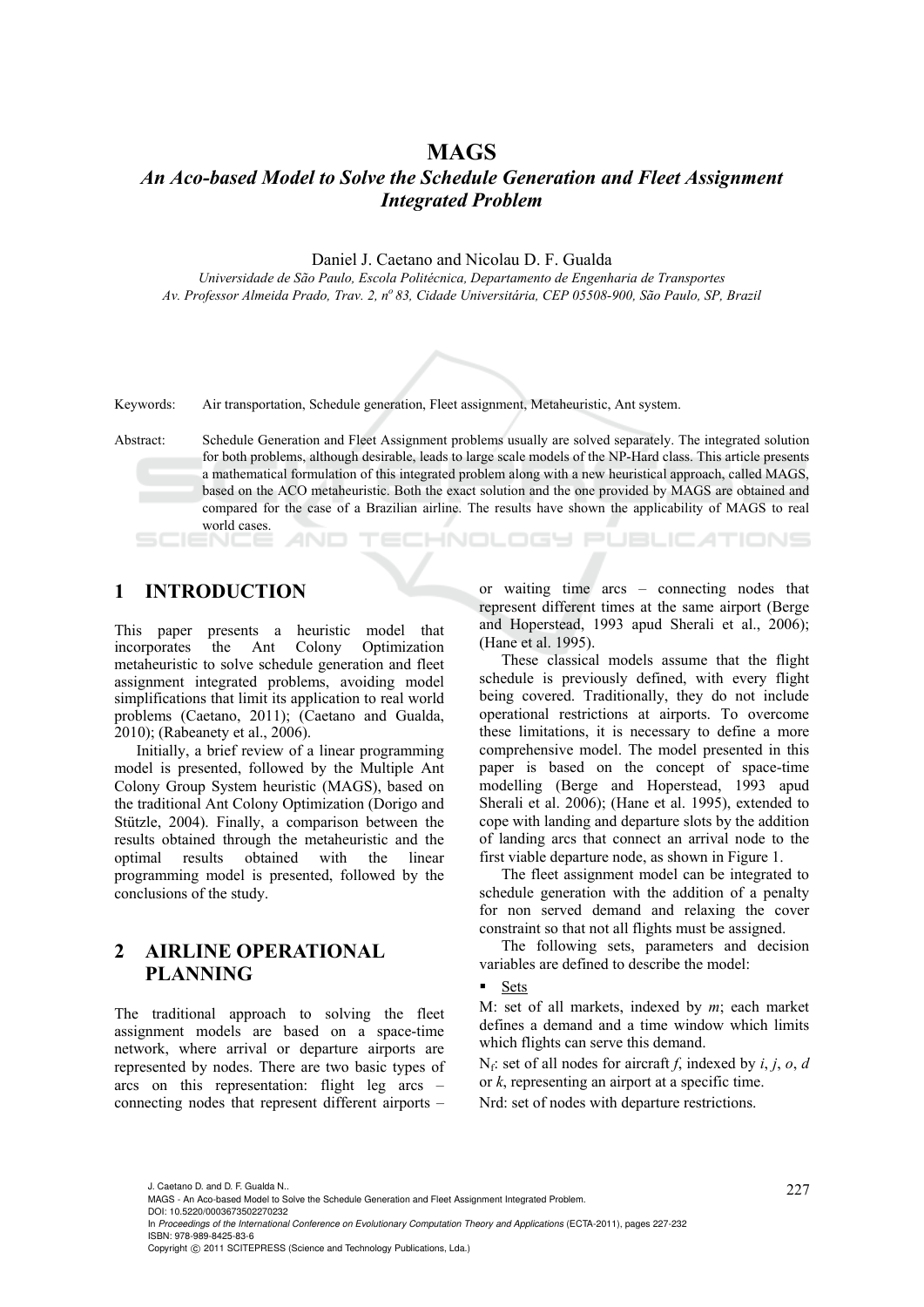# MAGS

## *An Aco-based Model to Solve the Schedule Generation and Fleet Assignment Integrated Problem*

Daniel J. Caetano and Nicolau D. F. Gualda

*Universidade de São Paulo, Escola Politécnica, Departamento de Engenharia de Transportes*
*Av. Professor Almeida Prado, Trav. 2, nº 83, Cidade Universitária, CEP 05508-900, São Paulo, SP, Brazil*

Keywords: Air transportation, Schedule generation, Fleet assignment, Metaheuristic, Ant system.

Abstract: Schedule Generation and Fleet Assignment problems usually are solved separately. The integrated solution for both problems, although desirable, leads to large scale models of the NP-Hard class. This article presents a mathematical formulation of this integrated problem along with a new heuristical approach, called MAGS, based on the ACO metaheuristic. Both the exact solution and the one provided by MAGS are obtained and compared for the case of a Brazilian airline. The results have shown the applicability of MAGS to real world cases.

## 1 INTRODUCTION

This paper presents a heuristic model that incorporates the Ant Colony Optimization metaheuristic to solve schedule generation and fleet assignment integrated problems, avoiding model simplifications that limit its application to real world problems (Caetano, 2011); (Caetano and Gualda, 2010); (Rabeanety et al., 2006).

Initially, a brief review of a linear programming model is presented, followed by the Multiple Ant Colony Group System heuristic (MAGS), based on the traditional Ant Colony Optimization (Dorigo and Stützle, 2004). Finally, a comparison between the results obtained through the metaheuristic and the optimal results obtained with the linear programming model is presented, followed by the conclusions of the study.

## 2 AIRLINE OPERATIONAL PLANNING

The traditional approach to solving the fleet assignment models are based on a space-time network, where arrival or departure airports are represented by nodes. There are two basic types of arcs on this representation: flight leg arcs – connecting nodes that represent different airports – or waiting time arcs – connecting nodes that represent different times at the same airport (Berge and Hoperstead, 1993 apud Sherali et al., 2006); (Hane et al. 1995).

These classical models assume that the flight schedule is previously defined, with every flight being covered. Traditionally, they do not include operational restrictions at airports. To overcome these limitations, it is necessary to define a more comprehensive model. The model presented in this paper is based on the concept of space-time modelling (Berge and Hoperstead, 1993 apud Sherali et al. 2006); (Hane et al. 1995), extended to cope with landing and departure slots by the addition of landing arcs that connect an arrival node to the first viable departure node, as shown in Figure 1.

The fleet assignment model can be integrated to schedule generation with the addition of a penalty for non served demand and relaxing the cover constraint so that not all flights must be assigned.

The following sets, parameters and decision variables are defined to describe the model:

- Sets

M: set of all markets, indexed by *m*; each market defines a demand and a time window which limits which flights can serve this demand.

$N_f$: set of all nodes for aircraft *f*, indexed by *i*, *j*, *o*, *d* or *k*, representing an airport at a specific time.

Nrd: set of nodes with departure restrictions.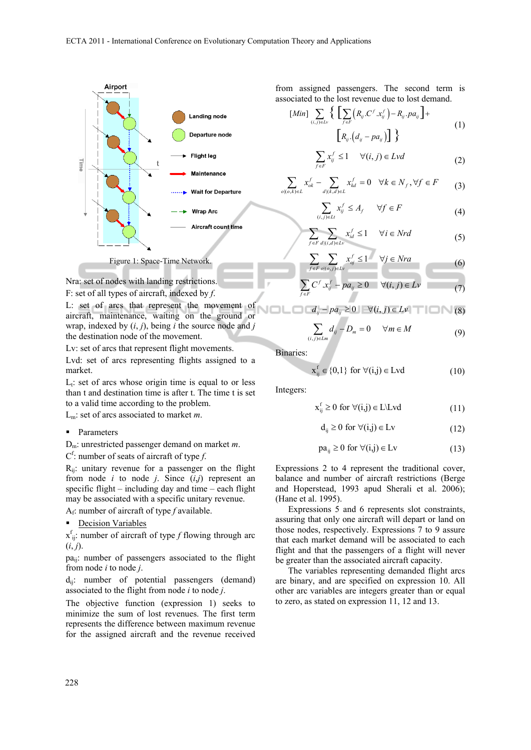Figure 1: Space-Time Network.

Nra: set of nodes with landing restrictions.

F: set of all types of aircraft, indexed by *f*.

L: set of arcs that represent the movement of aircraft, maintenance, waiting on the ground or wrap, indexed by (*i*, *j*), being *i* the source node and *j* the destination node of the movement.

Lv: set of arcs that represent flight movements.

Lvd: set of arcs representing flights assigned to a market.

$L_t$: set of arcs whose origin time is equal to or less than t and destination time is after t. The time t is set to a valid time according to the problem.

$L_m$: set of arcs associated to market *m*.

- Parameters

$D_m$: unrestricted passenger demand on market *m*.

$C^f$: number of seats of aircraft of type *f*.

$R_{ij}$: unitary revenue for a passenger on the flight from node *i* to node *j*. Since (*i*,*j*) represent an specific flight – including day and time – each flight may be associated with a specific unitary revenue.

$A_f$: number of aircraft of type *f* available.

- Decision Variables

$x^f_{ij}$: number of aircraft of type *f* flowing through arc (*i*, *j*).

$pa_{ij}$: number of passengers associated to the flight from node *i* to node *j*.

$d_{ij}$: number of potential passengers (demand) associated to the flight from node *i* to node *j*.

The objective function (expression 1) seeks to minimize the sum of lost revenues. The first term represents the difference between maximum revenue for the assigned aircraft and the revenue received from assigned passengers. The second term is associated to the lost revenue due to lost demand.

$$[Min] \sum_{(i,j)\in Lv} \left\{ \left[ \sum_{f\in F} \left( R_{ij}.C^f.x^f_{ij} \right) - R_{ij}.pa_{ij} \right] + \left[ R_{ij}.\left( d_{ij} - pa_{ij} \right) \right] \right\} \quad (1)$$

$$\sum_{f\in F} x^f_{ij} \le 1 \quad \forall (i,j) \in Lvd \quad (2)$$

$$\sum_{o|(o,k)\in L} x^f_{ok} - \sum_{d|(k,d)\in L} x^f_{kd} = 0 \quad \forall k \in N_f, \forall f \in F \quad (3)$$

$$\sum_{(i,j)\in Lt} x^f_{ij} \le A_f \quad \forall f \in F \quad (4)$$

$$\sum_{f\in F} \sum_{d|(i,d)\in Lv} x^f_{id} \le 1 \quad \forall i \in Nrd \quad (5)$$

$$\sum_{f\in F} \sum_{o|(o,j)\in Lv} x^f_{oj} \le 1 \quad \forall j \in Nra \quad (6)$$

$$\sum_{f\in F} C^f.x^f_{ij} - pa_{ij} \ge 0 \quad \forall (i,j) \in Lv \quad (7)$$

$$d_{ij} - pa_{ij} \ge 0 \quad \forall (i,j) \in Lv \quad (8)$$

$$\sum_{(i,j)\in Lm} d_{ij} - D_m = 0 \quad \forall m \in M \quad (9)$$

Binaries:

$$x^f_{ij} \in \{0,1\} \text{ for } \forall (i,j) \in Lvd \quad (10)$$

Integers:

$$x^f_{ij} \ge 0 \text{ for } \forall (i,j) \in L \backslash Lvd \quad (11)$$

$$d_{ij} \ge 0 \text{ for } \forall (i,j) \in Lv \quad (12)$$

$$pa_{ij} \ge 0 \text{ for } \forall (i,j) \in Lv \quad (13)$$

Expressions 2 to 4 represent the traditional cover, balance and number of aircraft restrictions (Berge and Hoperstead, 1993 apud Sherali et al. 2006); (Hane et al. 1995).

Expressions 5 and 6 represents slot constraints, assuring that only one aircraft will depart or land on those nodes, respectively. Expressions 7 to 9 assure that each market demand will be associated to each flight and that the passengers of a flight will never be greater than the associated aircraft capacity.

The variables representing demanded flight arcs are binary, and are specified on expression 10. All other arc variables are integers greater than or equal to zero, as stated on expression 11, 12 and 13.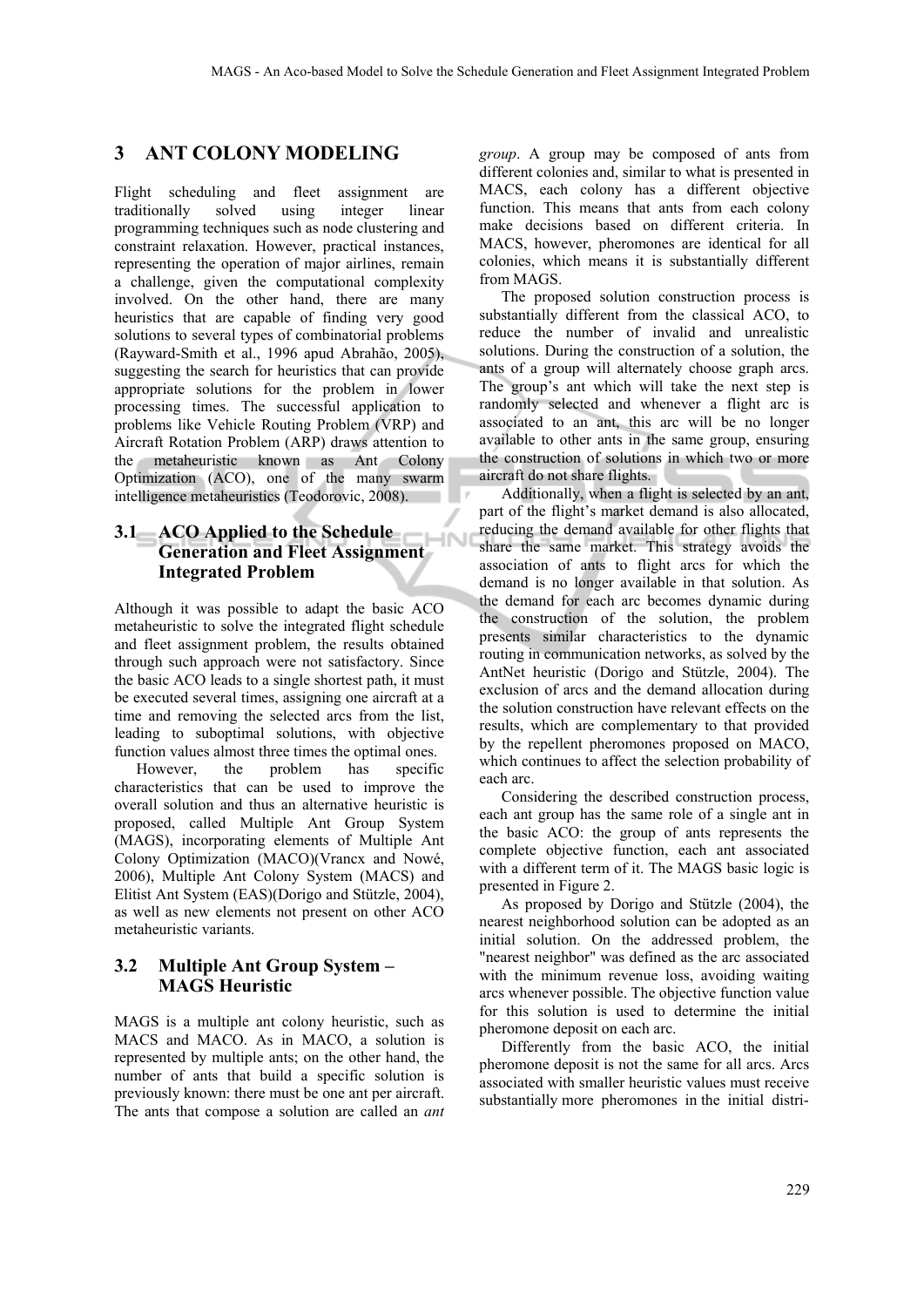## 3 ANT COLONY MODELING

Flight scheduling and fleet assignment are traditionally solved using integer linear programming techniques such as node clustering and constraint relaxation. However, practical instances, representing the operation of major airlines, remain a challenge, given the computational complexity involved. On the other hand, there are many heuristics that are capable of finding very good solutions to several types of combinatorial problems (Rayward-Smith et al., 1996 apud Abrahão, 2005), suggesting the search for heuristics that can provide appropriate solutions for the problem in lower processing times. The successful application to problems like Vehicle Routing Problem (VRP) and Aircraft Rotation Problem (ARP) draws attention to the metaheuristic known as Ant Colony Optimization (ACO), one of the many swarm intelligence metaheuristics (Teodorovic, 2008).

### 3.1 ACO Applied to the Schedule Generation and Fleet Assignment Integrated Problem

Although it was possible to adapt the basic ACO metaheuristic to solve the integrated flight schedule and fleet assignment problem, the results obtained through such approach were not satisfactory. Since the basic ACO leads to a single shortest path, it must be executed several times, assigning one aircraft at a time and removing the selected arcs from the list, leading to suboptimal solutions, with objective function values almost three times the optimal ones.

However, the problem has specific characteristics that can be used to improve the overall solution and thus an alternative heuristic is proposed, called Multiple Ant Group System (MAGS), incorporating elements of Multiple Ant Colony Optimization (MACO)(Vrancx and Nowé, 2006), Multiple Ant Colony System (MACS) and Elitist Ant System (EAS)(Dorigo and Stützle, 2004), as well as new elements not present on other ACO metaheuristic variants.

### 3.2 Multiple Ant Group System – MAGS Heuristic

MAGS is a multiple ant colony heuristic, such as MACS and MACO. As in MACO, a solution is represented by multiple ants; on the other hand, the number of ants that build a specific solution is previously known: there must be one ant per aircraft. The ants that compose a solution are called an *ant group*. A group may be composed of ants from different colonies and, similar to what is presented in MACS, each colony has a different objective function. This means that ants from each colony make decisions based on different criteria. In MACS, however, pheromones are identical for all colonies, which means it is substantially different from MAGS.

The proposed solution construction process is substantially different from the classical ACO, to reduce the number of invalid and unrealistic solutions. During the construction of a solution, the ants of a group will alternately choose graph arcs. The group's ant which will take the next step is randomly selected and whenever a flight arc is associated to an ant, this arc will be no longer available to other ants in the same group, ensuring the construction of solutions in which two or more aircraft do not share flights.

Additionally, when a flight is selected by an ant, part of the flight's market demand is also allocated, reducing the demand available for other flights that share the same market. This strategy avoids the association of ants to flight arcs for which the demand is no longer available in that solution. As the demand for each arc becomes dynamic during the construction of the solution, the problem presents similar characteristics to the dynamic routing in communication networks, as solved by the AntNet heuristic (Dorigo and Stützle, 2004). The exclusion of arcs and the demand allocation during the solution construction have relevant effects on the results, which are complementary to that provided by the repellent pheromones proposed on MACO, which continues to affect the selection probability of each arc.

Considering the described construction process, each ant group has the same role of a single ant in the basic ACO: the group of ants represents the complete objective function, each ant associated with a different term of it. The MAGS basic logic is presented in Figure 2.

As proposed by Dorigo and Stützle (2004), the nearest neighborhood solution can be adopted as an initial solution. On the addressed problem, the "nearest neighbor" was defined as the arc associated with the minimum revenue loss, avoiding waiting arcs whenever possible. The objective function value for this solution is used to determine the initial pheromone deposit on each arc.

Differently from the basic ACO, the initial pheromone deposit is not the same for all arcs. Arcs associated with smaller heuristic values must receive substantially more pheromones in the initial distri-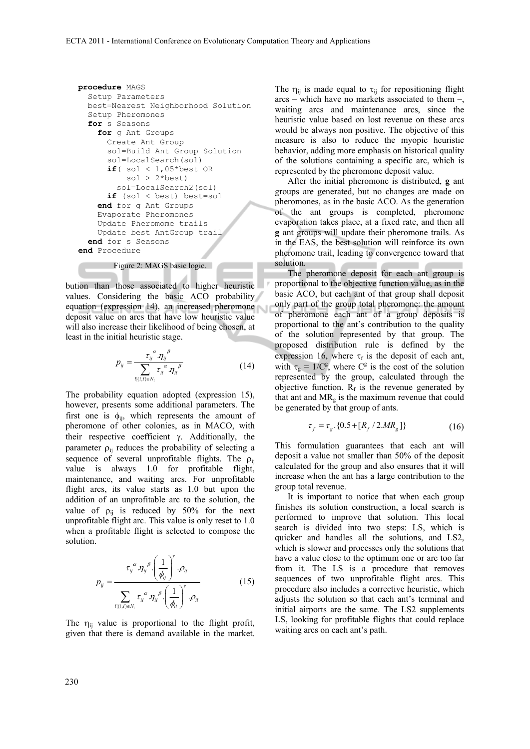```
procedure MAGS
  Setup Parameters
  best=Nearest Neighborhood Solution
  Setup Pheromones
  for s Seasons
    for g Ant Groups
      Create Ant Group
      sol=Build Ant Group Solution
      sol=LocalSearch(sol)
      if( sol < 1,05*best OR
          sol > 2*best)
        sol=LocalSearch2(sol)
      if (sol < best) best=sol
    end for g Ant Groups
    Evaporate Pheromones
    Update Pheromome trails
    Update best AntGroup trail
  end for s Seasons
end Procedure
```

Figure 2: MAGS basic logic.

bution than those associated to higher heuristic values. Considering the basic ACO probability equation (expression 14), an increased pheromone deposit value on arcs that have low heuristic value will also increase their likelihood of being chosen, at least in the initial heuristic stage.

$$p_{ij} = \frac{\tau_{ij}^{\alpha} . \eta_{ij}^{\beta}}{\sum_{l|(i,l) \in N_i} \tau_{il}^{\alpha} . \eta_{il}^{\beta}} \tag{14}$$

The probability equation adopted (expression 15), however, presents some additional parameters. The first one is $\phi_{ij}$, which represents the amount of pheromone of other colonies, as in MACO, with their respective coefficient $\gamma$. Additionally, the parameter $\rho_{ij}$ reduces the probability of selecting a sequence of several unprofitable flights. The $\rho_{ij}$ value is always 1.0 for profitable flight, maintenance, and waiting arcs. For unprofitable flight arcs, its value starts as 1.0 but upon the addition of an unprofitable arc to the solution, the value of $\rho_{ij}$ is reduced by 50% for the next unprofitable flight arc. This value is only reset to 1.0 when a profitable flight is selected to compose the solution.

$$p_{ij} = \frac{\tau_{ij}^{\alpha} . \eta_{ij}^{\beta} . \left(\frac{1}{\phi_{ij}}\right)^{\gamma} . \rho_{ij}}{\sum_{l|(i,l) \in N_i} \tau_{il}^{\alpha} . \eta_{il}^{\beta} . \left(\frac{1}{\phi_{il}}\right)^{\gamma} . \rho_{il}} \tag{15}$$

The $\eta_{ij}$ value is proportional to the flight profit, given that there is demand available in the market. The $\eta_{ij}$ is made equal to $\tau_{ij}$ for repositioning flight arcs – which have no markets associated to them –, waiting arcs and maintenance arcs, since the heuristic value based on lost revenue on these arcs would be always non positive. The objective of this measure is also to reduce the myopic heuristic behavior, adding more emphasis on historical quality of the solutions containing a specific arc, which is represented by the pheromone deposit value.

After the initial pheromone is distributed, **g** ant groups are generated, but no changes are made on pheromones, as in the basic ACO. As the generation of the ant groups is completed, pheromone evaporation takes place, at a fixed rate, and then all **g** ant groups will update their pheromone trails. As in the EAS, the best solution will reinforce its own pheromone trail, leading to convergence toward that solution.

The pheromone deposit for each ant group is proportional to the objective function value, as in the basic ACO, but each ant of that group shall deposit only part of the group total pheromone: the amount of pheromone each ant of a group deposits is proportional to the ant's contribution to the quality of the solution represented by that group. The proposed distribution rule is defined by the expression 16, where $\tau_f$ is the deposit of each ant, with $\tau_g = 1/C^g$, where $C^g$ is the cost of the solution represented by the group, calculated through the objective function. $R_f$ is the revenue generated by that ant and $MR_g$ is the maximum revenue that could be generated by that group of ants.

$$\tau_f = \tau_g . \{0.5 + [R_f / 2.MR_g]\} \tag{16}$$

This formulation guarantees that each ant will deposit a value not smaller than 50% of the deposit calculated for the group and also ensures that it will increase when the ant has a large contribution to the group total revenue.

It is important to notice that when each group finishes its solution construction, a local search is performed to improve that solution. This local search is divided into two steps: LS, which is quicker and handles all the solutions, and LS2, which is slower and processes only the solutions that have a value close to the optimum one or are too far from it. The LS is a procedure that removes sequences of two unprofitable flight arcs. This procedure also includes a corrective heuristic, which adjusts the solution so that each ant's terminal and initial airports are the same. The LS2 supplements LS, looking for profitable flights that could replace waiting arcs on each ant's path.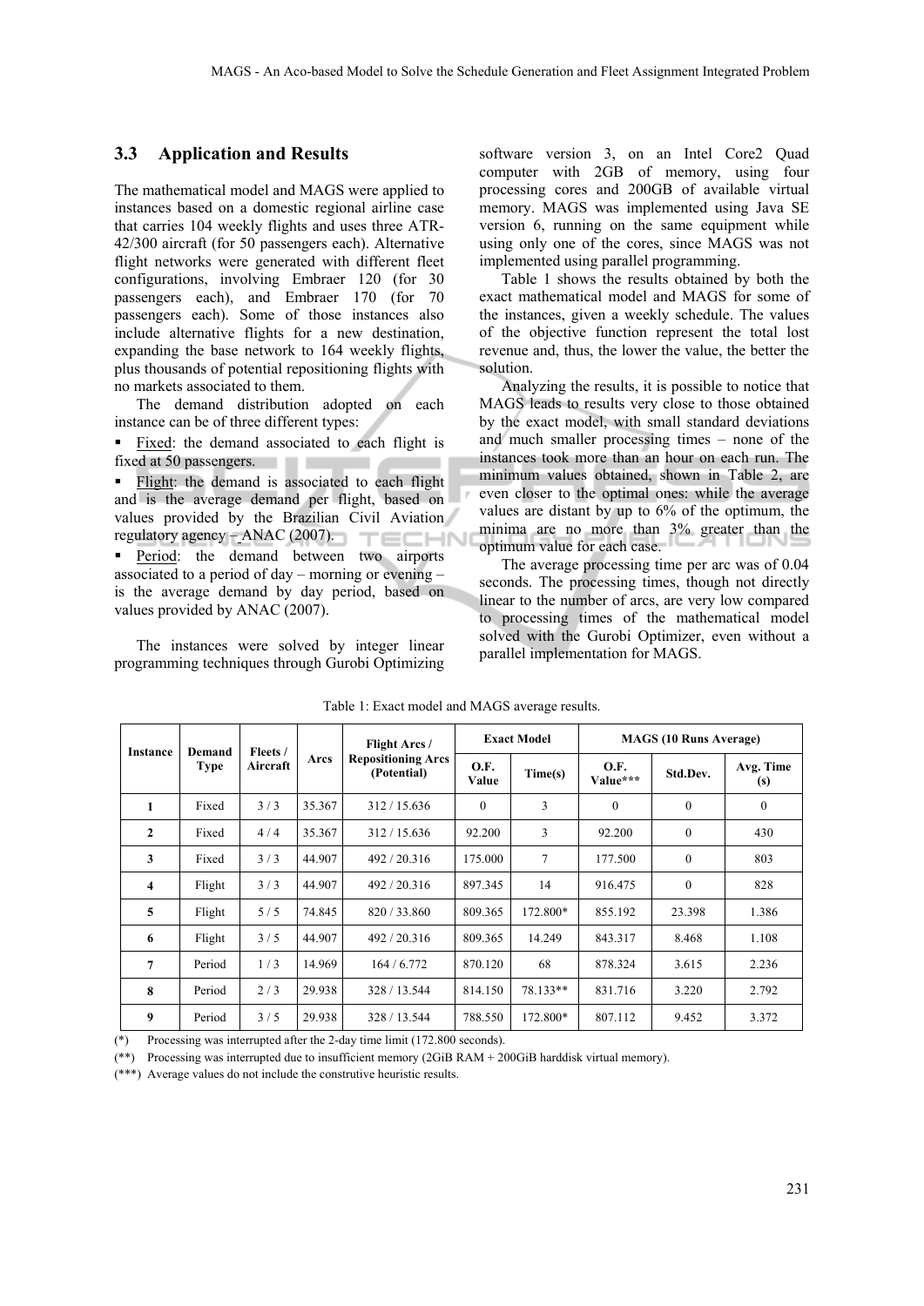### 3.3 Application and Results

The mathematical model and MAGS were applied to instances based on a domestic regional airline case that carries 104 weekly flights and uses three ATR-42/300 aircraft (for 50 passengers each). Alternative flight networks were generated with different fleet configurations, involving Embraer 120 (for 30 passengers each), and Embraer 170 (for 70 passengers each). Some of those instances also include alternative flights for a new destination, expanding the base network to 164 weekly flights, plus thousands of potential repositioning flights with no markets associated to them.

The demand distribution adopted on each instance can be of three different types:

- Fixed: the demand associated to each flight is fixed at 50 passengers.
- Flight: the demand is associated to each flight and is the average demand per flight, based on values provided by the Brazilian Civil Aviation regulatory agency – ANAC (2007).
- Period: the demand between two airports associated to a period of day – morning or evening – is the average demand by day period, based on values provided by ANAC (2007).

The instances were solved by integer linear programming techniques through Gurobi Optimizing software version 3, on an Intel Core2 Quad computer with 2GB of memory, using four processing cores and 200GB of available virtual memory. MAGS was implemented using Java SE version 6, running on the same equipment while using only one of the cores, since MAGS was not implemented using parallel programming.

Table 1 shows the results obtained by both the exact mathematical model and MAGS for some of the instances, given a weekly schedule. The values of the objective function represent the total lost revenue and, thus, the lower the value, the better the solution.

Analyzing the results, it is possible to notice that MAGS leads to results very close to those obtained by the exact model, with small standard deviations and much smaller processing times – none of the instances took more than an hour on each run. The minimum values obtained, shown in Table 2, are even closer to the optimal ones: while the average values are distant by up to 6% of the optimum, the minima are no more than 3% greater than the optimum value for each case.

The average processing time per arc was of 0.04 seconds. The processing times, though not directly linear to the number of arcs, are very low compared to processing times of the mathematical model solved with the Gurobi Optimizer, even without a parallel implementation for MAGS.

Table 1: Exact model and MAGS average results.

| Instance | Demand Type | Fleets / Aircraft | Arcs | Flight Arcs / Repositioning Arcs (Potential) | Exact Model | | MAGS (10 Runs Average) | | |
|---|---|---|---|---|---|---|---|---|---|
| | | | | | O.F. Value | Time(s) | O.F. Value*** | Std.Dev. | Avg. Time (s) |
| 1 | Fixed | 3 / 3 | 35.367 | 312 / 15.636 | 0 | 3 | 0 | 0 | 0 |
| 2 | Fixed | 4 / 4 | 35.367 | 312 / 15.636 | 92.200 | 3 | 92.200 | 0 | 430 |
| 3 | Fixed | 3 / 3 | 44.907 | 492 / 20.316 | 175.000 | 7 | 177.500 | 0 | 803 |
| 4 | Flight | 3 / 3 | 44.907 | 492 / 20.316 | 897.345 | 14 | 916.475 | 0 | 828 |
| 5 | Flight | 5 / 5 | 74.845 | 820 / 33.860 | 809.365 | 172.800* | 855.192 | 23.398 | 1.386 |
| 6 | Flight | 3 / 5 | 44.907 | 492 / 20.316 | 809.365 | 14.249 | 843.317 | 8.468 | 1.108 |
| 7 | Period | 1 / 3 | 14.969 | 164 / 6.772 | 870.120 | 68 | 878.324 | 3.615 | 2.236 |
| 8 | Period | 2 / 3 | 29.938 | 328 / 13.544 | 814.150 | 78.133** | 831.716 | 3.220 | 2.792 |
| 9 | Period | 3 / 5 | 29.938 | 328 / 13.544 | 788.550 | 172.800* | 807.112 | 9.452 | 3.372 |

(*) Processing was interrupted after the 2-day time limit (172.800 seconds).

(**) Processing was interrupted due to insufficient memory (2GiB RAM + 200GiB harddisk virtual memory).

(***) Average values do not include the construtive heuristic results.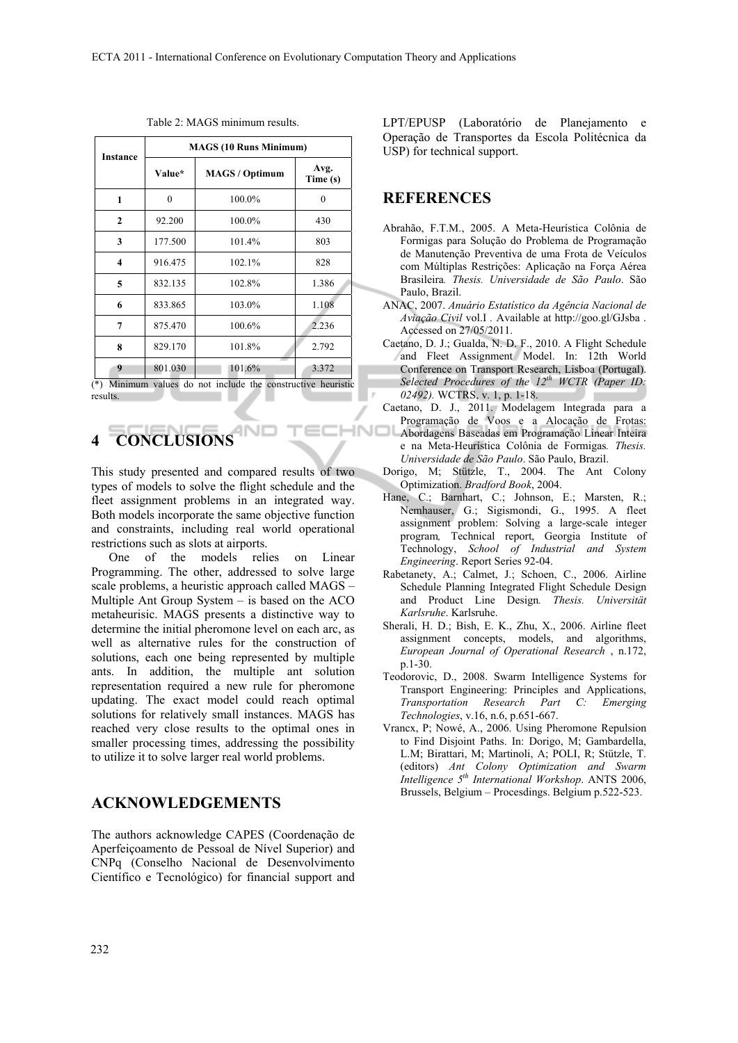Table 2: MAGS minimum results.

| Instance | MAGS (10 Runs Minimum) | | |
|---|---|---|---|
| | Value* | MAGS / Optimum | Avg. Time (s) |
| 1 | 0 | 100.0% | 0 |
| 2 | 92.200 | 100.0% | 430 |
| 3 | 177.500 | 101.4% | 803 |
| 4 | 916.475 | 102.1% | 828 |
| 5 | 832.135 | 102.8% | 1.386 |
| 6 | 833.865 | 103.0% | 1.108 |
| 7 | 875.470 | 100.6% | 2.236 |
| 8 | 829.170 | 101.8% | 2.792 |
| 9 | 801.030 | 101.6% | 3.372 |

(*) Minimum values do not include the constructive heuristic results.

## 4 CONCLUSIONS

This study presented and compared results of two types of models to solve the flight schedule and the fleet assignment problems in an integrated way. Both models incorporate the same objective function and constraints, including real world operational restrictions such as slots at airports.

One of the models relies on Linear Programming. The other, addressed to solve large scale problems, a heuristic approach called MAGS – Multiple Ant Group System – is based on the ACO metaheurisic. MAGS presents a distinctive way to determine the initial pheromone level on each arc, as well as alternative rules for the construction of solutions, each one being represented by multiple ants. In addition, the multiple ant solution representation required a new rule for pheromone updating. The exact model could reach optimal solutions for relatively small instances. MAGS has reached very close results to the optimal ones in smaller processing times, addressing the possibility to utilize it to solve larger real world problems.

## ACKNOWLEDGEMENTS

The authors acknowledge CAPES (Coordenação de Aperfeiçoamento de Pessoal de Nível Superior) and CNPq (Conselho Nacional de Desenvolvimento Científico e Tecnológico) for financial support and LPT/EPUSP (Laboratório de Planejamento e Operação de Transportes da Escola Politécnica da USP) for technical support.

## REFERENCES

Abrahão, F.T.M., 2005. A Meta-Heurística Colônia de Formigas para Solução do Problema de Programação de Manutenção Preventiva de uma Frota de Veículos com Múltiplas Restrições: Aplicação na Força Aérea Brasileira*. Thesis. Universidade de São Paulo*. São Paulo, Brazil.

ANAC, 2007. *Anuário Estatístico da Agência Nacional de Aviação Civil* vol.I . Available at http://goo.gl/GJsba . Accessed on 27/05/2011.

Caetano, D. J.; Gualda, N. D. F., 2010. A Flight Schedule and Fleet Assignment Model. In: 12th World Conference on Transport Research, Lisboa (Portugal). *Selected Procedures of the 12th WCTR (Paper ID: 02492).* WCTRS, v. 1, p. 1-18.

Caetano, D. J., 2011. Modelagem Integrada para a Programação de Voos e a Alocação de Frotas: Abordagens Baseadas em Programação Linear Inteira e na Meta-Heurística Colônia de Formigas*. Thesis. Universidade de São Paulo*. São Paulo, Brazil.

Dorigo, M; Stützle, T., 2004. The Ant Colony Optimization. *Bradford Book*, 2004.

Hane, C.; Barnhart, C.; Johnson, E.; Marsten, R.; Nemhauser, G.; Sigismondi, G., 1995. A fleet assignment problem: Solving a large-scale integer program*,* Technical report, Georgia Institute of Technology, *School of Industrial and System Engineering*. Report Series 92-04.

Rabetanety, A.; Calmet, J.; Schoen, C., 2006. Airline Schedule Planning Integrated Flight Schedule Design and Product Line Design*. Thesis. Universität Karlsruhe*. Karlsruhe.

Sherali, H. D.; Bish, E. K., Zhu, X., 2006. Airline fleet assignment concepts, models, and algorithms, *European Journal of Operational Research* , n.172, p.1-30.

Teodorovic, D., 2008. Swarm Intelligence Systems for Transport Engineering: Principles and Applications, *Transportation Research Part C: Emerging Technologies*, v.16, n.6, p.651-667.

Vrancx, P; Nowé, A., 2006. Using Pheromone Repulsion to Find Disjoint Paths. In: Dorigo, M; Gambardella, L.M; Birattari, M; Martinoli, A; POLI, R; Stützle, T. (editors) *Ant Colony Optimization and Swarm Intelligence 5th International Workshop*. ANTS 2006, Brussels, Belgium – Procesdings. Belgium p.522-523.